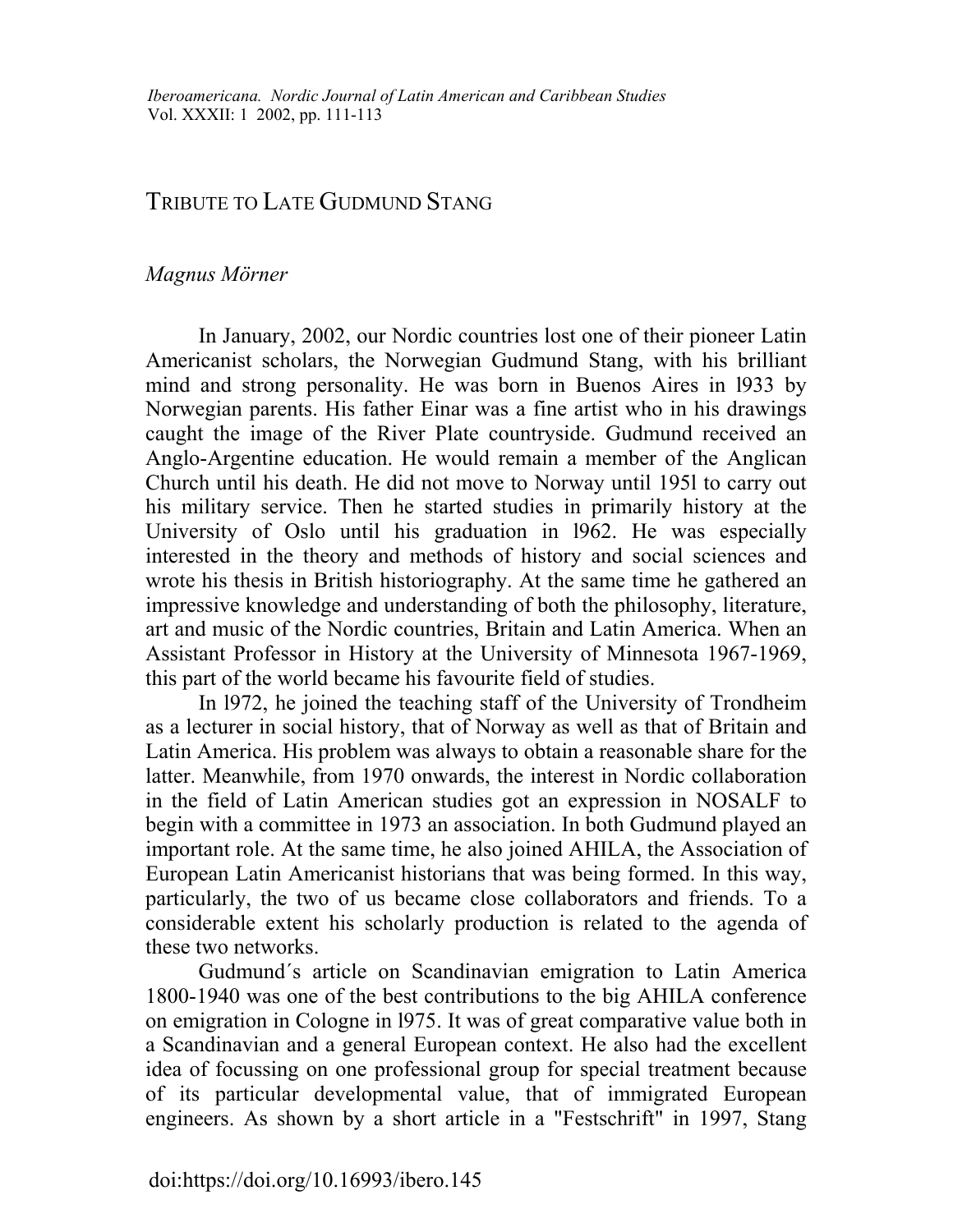# TRIBUTE TO LATE GUDMUND STANG

*Magnus Mörner*

In January, 2002, our Nordic countries lost one of their pioneer Latin Americanist scholars, the Norwegian Gudmund Stang, with his brilliant mind and strong personality. He was born in Buenos Aires in l933 by Norwegian parents. His father Einar was a fine artist who in his drawings caught the image of the River Plate countryside. Gudmund received an Anglo-Argentine education. He would remain a member of the Anglican Church until his death. He did not move to Norway until 195l to carry out his military service. Then he started studies in primarily history at the University of Oslo until his graduation in l962. He was especially interested in the theory and methods of history and social sciences and wrote his thesis in British historiography. At the same time he gathered an impressive knowledge and understanding of both the philosophy, literature, art and music of the Nordic countries, Britain and Latin America. When an Assistant Professor in History at the University of Minnesota 1967-1969, this part of the world became his favourite field of studies.

In l972, he joined the teaching staff of the University of Trondheim as a lecturer in social history, that of Norway as well as that of Britain and Latin America. His problem was always to obtain a reasonable share for the latter. Meanwhile, from 1970 onwards, the interest in Nordic collaboration in the field of Latin American studies got an expression in NOSALF to begin with a committee in 1973 an association. In both Gudmund played an important role. At the same time, he also joined AHILA, the Association of European Latin Americanist historians that was being formed. In this way, particularly, the two of us became close collaborators and friends. To a considerable extent his scholarly production is related to the agenda of these two networks.

Gudmund´s article on Scandinavian emigration to Latin America 1800-1940 was one of the best contributions to the big AHILA conference on emigration in Cologne in l975. It was of great comparative value both in a Scandinavian and a general European context. He also had the excellent idea of focussing on one professional group for special treatment because of its particular developmental value, that of immigrated European engineers. As shown by a short article in a "Festschrift" in 1997, Stang

doi:https://doi.org/10.16993/ibero.145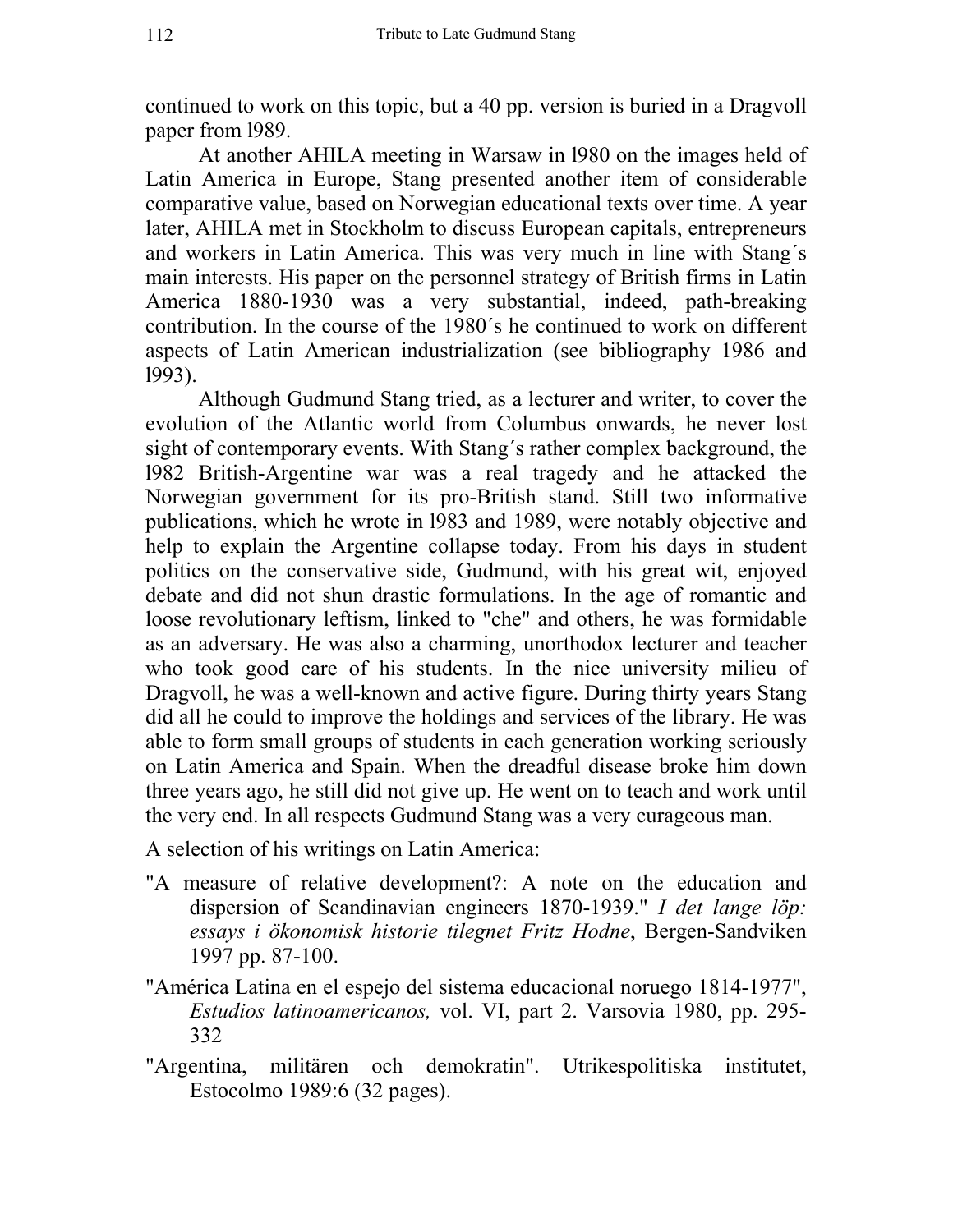continued to work on this topic, but a 40 pp. version is buried in a Dragvoll paper from l989.

At another AHILA meeting in Warsaw in l980 on the images held of Latin America in Europe, Stang presented another item of considerable comparative value, based on Norwegian educational texts over time. A year later, AHILA met in Stockholm to discuss European capitals, entrepreneurs and workers in Latin America. This was very much in line with Stang´s main interests. His paper on the personnel strategy of British firms in Latin America 1880-1930 was a very substantial, indeed, path-breaking contribution. In the course of the 1980´s he continued to work on different aspects of Latin American industrialization (see bibliography 1986 and l993).

Although Gudmund Stang tried, as a lecturer and writer, to cover the evolution of the Atlantic world from Columbus onwards, he never lost sight of contemporary events. With Stang´s rather complex background, the l982 British-Argentine war was a real tragedy and he attacked the Norwegian government for its pro-British stand. Still two informative publications, which he wrote in l983 and 1989, were notably objective and help to explain the Argentine collapse today. From his days in student politics on the conservative side, Gudmund, with his great wit, enjoyed debate and did not shun drastic formulations. In the age of romantic and loose revolutionary leftism, linked to "che" and others, he was formidable as an adversary. He was also a charming, unorthodox lecturer and teacher who took good care of his students. In the nice university milieu of Dragvoll, he was a well-known and active figure. During thirty years Stang did all he could to improve the holdings and services of the library. He was able to form small groups of students in each generation working seriously on Latin America and Spain. When the dreadful disease broke him down three years ago, he still did not give up. He went on to teach and work until the very end. In all respects Gudmund Stang was a very curageous man.

A selection of his writings on Latin America:

"A measure of relative development?: A note on the education and dispersion of Scandinavian engineers 1870-1939." *I det lange löp: essays i ökonomisk historie tilegnet Fritz Hodne*, Bergen-Sandviken 1997 pp. 87-100.

"América Latina en el espejo del sistema educacional noruego 1814-1977", *Estudios latinoamericanos,* vol. VI, part 2. Varsovia 1980, pp. 295-332

"Argentina, militären och demokratin". Utrikespolitiska institutet, Estocolmo 1989:6 (32 pages).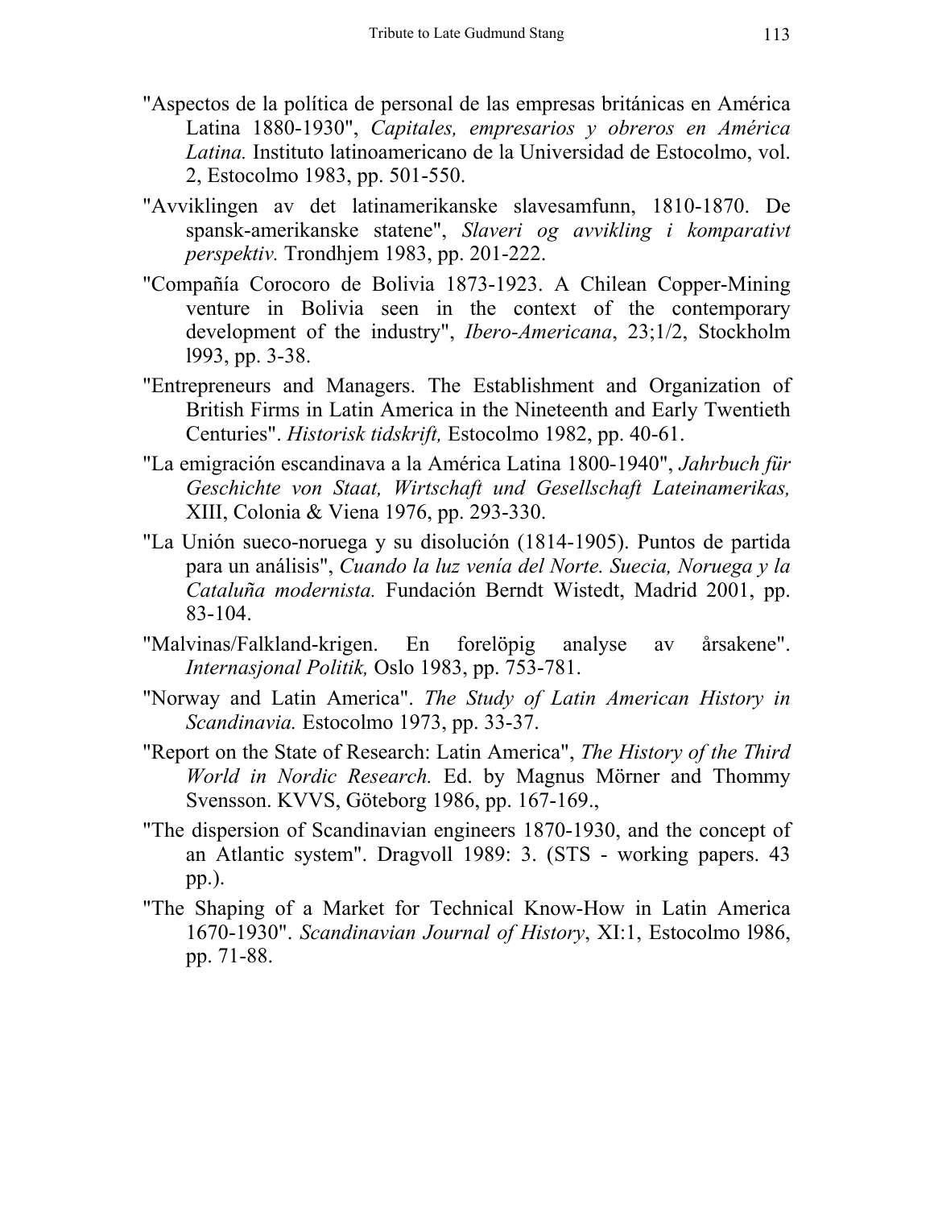"Aspectos de la política de personal de las empresas británicas en América Latina 1880-1930", *Capitales, empresarios y obreros en América Latina.* Instituto latinoamericano de la Universidad de Estocolmo, vol. 2, Estocolmo 1983, pp. 501-550.

"Avviklingen av det latinamerikanske slavesamfunn, 1810-1870. De spansk-amerikanske statene", *Slaveri og avvikling i komparativt perspektiv.* Trondhjem 1983, pp. 201-222.

"Compañía Corocoro de Bolivia 1873-1923. A Chilean Copper-Mining venture in Bolivia seen in the context of the contemporary development of the industry", *Ibero-Americana*, 23;1/2, Stockholm l993, pp. 3-38.

"Entrepreneurs and Managers. The Establishment and Organization of British Firms in Latin America in the Nineteenth and Early Twentieth Centuries". *Historisk tidskrift,* Estocolmo 1982, pp. 40-61.

"La emigración escandinava a la América Latina 1800-1940", *Jahrbuch für Geschichte von Staat, Wirtschaft und Gesellschaft Lateinamerikas,* XIII, Colonia & Viena 1976, pp. 293-330.

"La Unión sueco-noruega y su disolución (1814-1905). Puntos de partida para un análisis", *Cuando la luz venía del Norte. Suecia, Noruega y la Cataluña modernista.* Fundación Berndt Wistedt, Madrid 2001, pp. 83-104.

"Malvinas/Falkland-krigen. En forelöpig analyse av årsakene". *Internasjonal Politik,* Oslo 1983, pp. 753-781.

"Norway and Latin America". *The Study of Latin American History in Scandinavia.* Estocolmo 1973, pp. 33-37.

"Report on the State of Research: Latin America", *The History of the Third World in Nordic Research.* Ed. by Magnus Mörner and Thommy Svensson. KVVS, Göteborg 1986, pp. 167-169.,

"The dispersion of Scandinavian engineers 1870-1930, and the concept of an Atlantic system". Dragvoll 1989: 3. (STS - working papers. 43 pp.).

"The Shaping of a Market for Technical Know-How in Latin America 1670-1930". *Scandinavian Journal of History*, XI:1, Estocolmo l986, pp. 71-88.